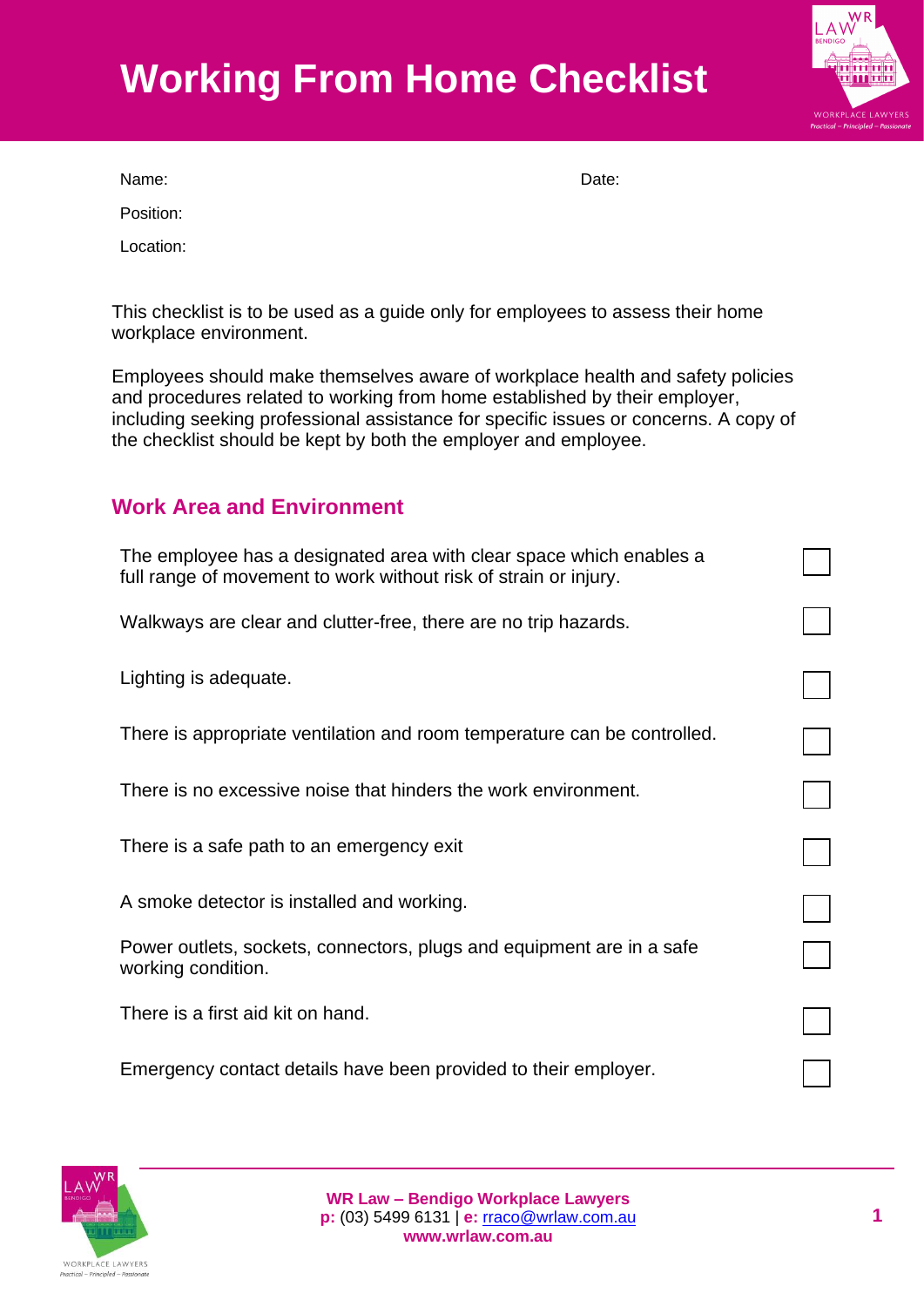# Working From Home Checklist

Name: Date:

Position:

Location:

This checklist is to be used as a guide only for employees to assess their home workplace environment.

Employees should make themselves aware of workplace health and safety policies and procedures related to working from home established by their employer, including seeking professional assistance for specific issues or concerns. A copy of the checklist should be kept by both the employer and employee.

## Work Area and Environment

- [ ] The employee has a designated area with clear space which enables a full range of movement to work without risk of strain or injury.
- [ ] Walkways are clear and clutter-free, there are no trip hazards.
- [ ] Lighting is adequate.
- [ ] There is appropriate ventilation and room temperature can be controlled.
- [ ] There is no excessive noise that hinders the work environment.
- [ ] There is a safe path to an emergency exit
- [ ] A smoke detector is installed and working.
- [ ] Power outlets, sockets, connectors, plugs and equipment are in a safe working condition.
- [ ] There is a first aid kit on hand.
- [ ] Emergency contact details have been provided to their employer.

**WR Law – Bendigo Workplace Lawyers**
**p:** (03) 5499 6131 | **e:** rraco@wrlaw.com.au
**www.wrlaw.com.au**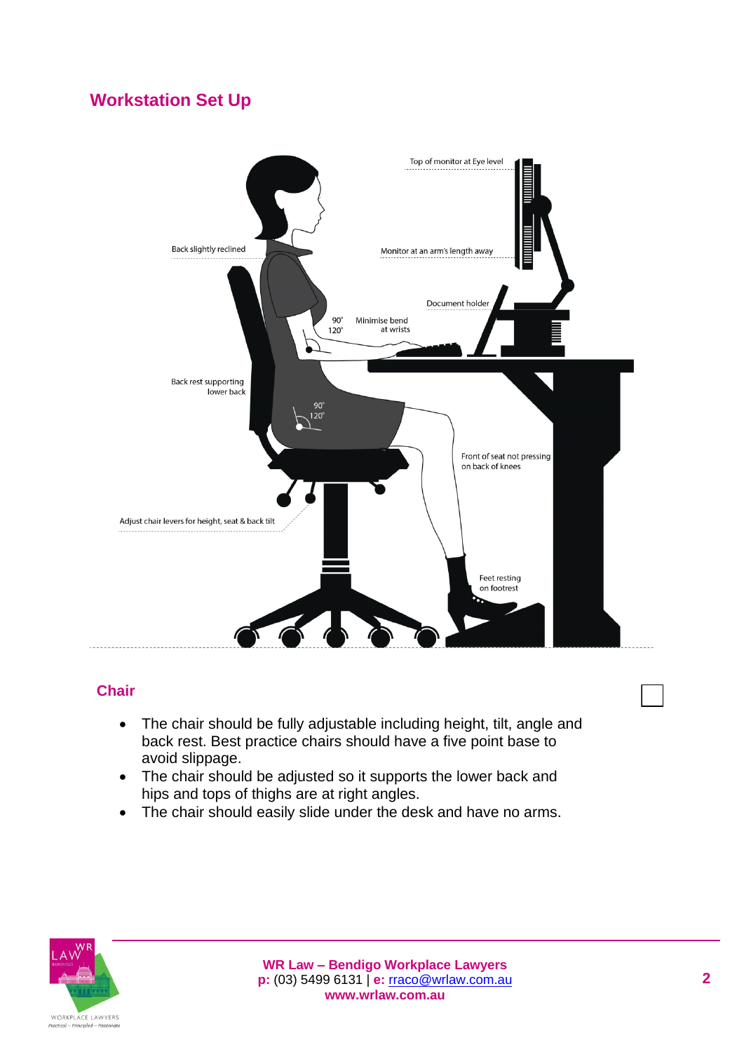## Workstation Set Up

Top of monitor at Eye level

Back slightly reclined

Monitor at an arm's length away

Document holder

90°
120°

Minimise bend at wrists

Back rest supporting lower back

90°
120°

Front of seat not pressing on back of knees

Adjust chair levers for height, seat & back tilt

Feet resting on footrest

### Chair

☐

- The chair should be fully adjustable including height, tilt, angle and back rest. Best practice chairs should have a five point base to avoid slippage.
- The chair should be adjusted so it supports the lower back and hips and tops of thighs are at right angles.
- The chair should easily slide under the desk and have no arms.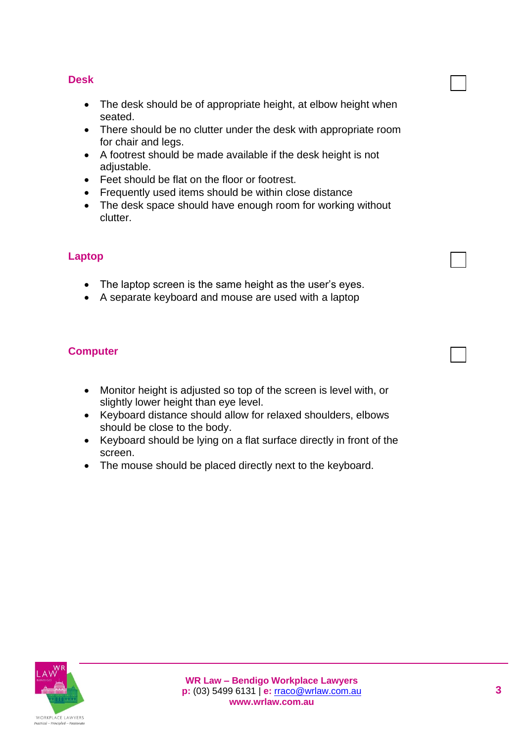## Desk

- The desk should be of appropriate height, at elbow height when seated.
- There should be no clutter under the desk with appropriate room for chair and legs.
- A footrest should be made available if the desk height is not adjustable.
- Feet should be flat on the floor or footrest.
- Frequently used items should be within close distance
- The desk space should have enough room for working without clutter.

## Laptop

- The laptop screen is the same height as the user's eyes.
- A separate keyboard and mouse are used with a laptop

## Computer

- Monitor height is adjusted so top of the screen is level with, or slightly lower height than eye level.
- Keyboard distance should allow for relaxed shoulders, elbows should be close to the body.
- Keyboard should be lying on a flat surface directly in front of the screen.
- The mouse should be placed directly next to the keyboard.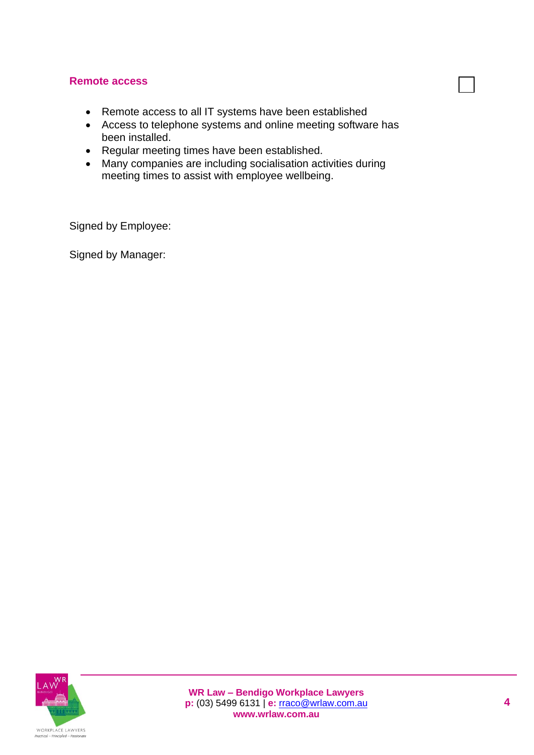## Remote access

☐

- Remote access to all IT systems have been established
- Access to telephone systems and online meeting software has been installed.
- Regular meeting times have been established.
- Many companies are including socialisation activities during meeting times to assist with employee wellbeing.

Signed by Employee:

Signed by Manager: